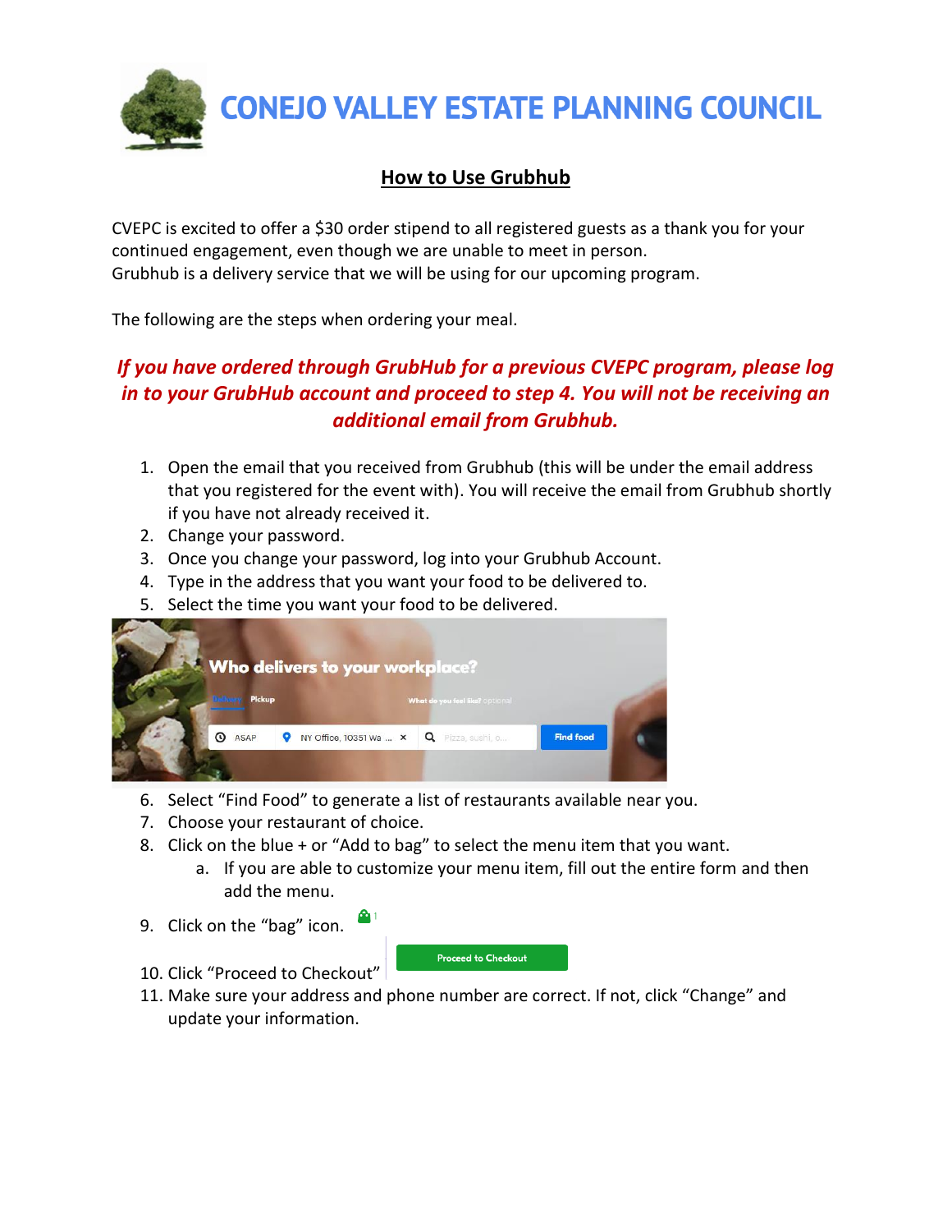# CONEJO VALLEY ESTATE PLANNING COUNCIL

## How to Use Grubhub

CVEPC is excited to offer a $30 order stipend to all registered guests as a thank you for your continued engagement, even though we are unable to meet in person.
Grubhub is a delivery service that we will be using for our upcoming program.

The following are the steps when ordering your meal.

***If you have ordered through GrubHub for a previous CVEPC program, please log in to your GrubHub account and proceed to step 4. You will not be receiving an additional email from Grubhub.***

1. Open the email that you received from Grubhub (this will be under the email address that you registered for the event with). You will receive the email from Grubhub shortly if you have not already received it.
2. Change your password.
3. Once you change your password, log into your Grubhub Account.
4. Type in the address that you want your food to be delivered to.
5. Select the time you want your food to be delivered.

Who delivers to your workplace?

Delivery Pickup

What do you feel like? optional

ASAP | NY Office, 10351 Wa ... | Pizza, sushi, o... | Find food

6. Select "Find Food" to generate a list of restaurants available near you.
7. Choose your restaurant of choice.
8. Click on the blue + or "Add to bag" to select the menu item that you want.
    a. If you are able to customize your menu item, fill out the entire form and then add the menu.
9. Click on the "bag" icon.
10. Click "Proceed to Checkout" Proceed to Checkout
11. Make sure your address and phone number are correct. If not, click "Change" and update your information.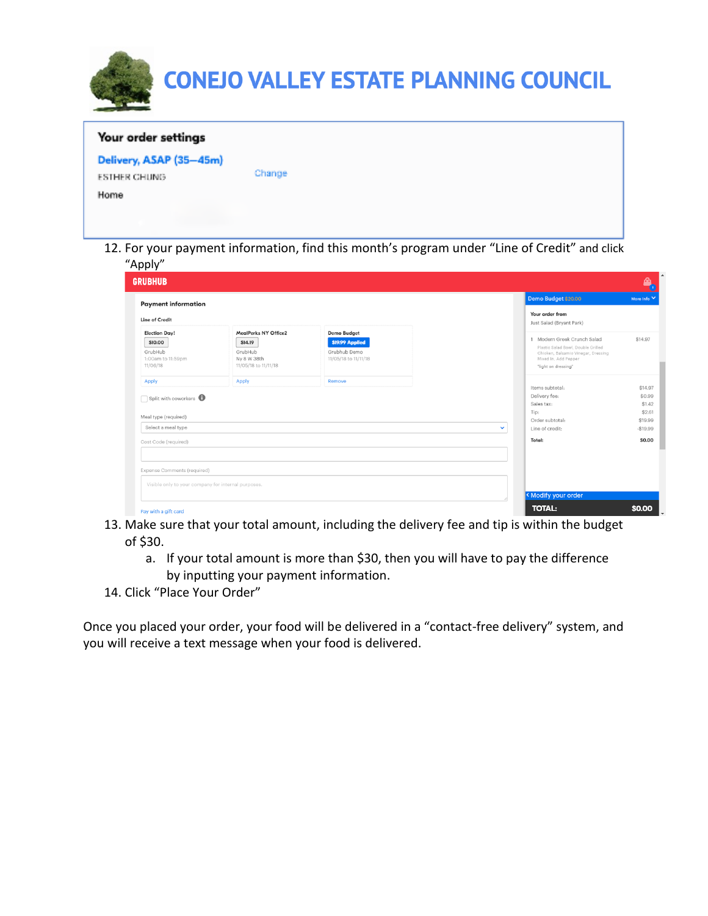# CONEJO VALLEY ESTATE PLANNING COUNCIL

Your order settings

Delivery, ASAP (35–45m)

ESTHER CHUNG

Change

Home

12. For your payment information, find this month's program under "Line of Credit" and click "Apply"

GRUBHUB

Payment information

Line of Credit

Election Day!
$10.00
GrubHub
1:00am to 11:59pm
11/06/18
Apply

MealPerks NY Office2
$14.19
GrubHub
Ny 8 W 38th
11/05/18 to 11/11/18
Apply

Demo Budget
$19.99 Applied
Grubhub Demo
11/05/18 to 11/11/18
Remove

Split with coworkers

Meal type (required)

Select a meal type

Cost Code (required)

Expense Comments (required)

Visible only to your company for internal purposes.

Pay with a gift card

Demo Budget $20.00 More Info

Your order from

Just Salad (Bryant Park)

1 Modern Greek Crunch Salad $14.97

Plastic Salad Bowl, Double Grilled Chicken, Balsamic Vinegar, Dressing Mixed In, Add Pepper

"light on dressing"

| | |
|---|---|
| Items subtotal: | $14.97 |
| Delivery fee: | $0.99 |
| Sales tax: | $1.42 |
| Tip: | $2.61 |
| Order subtotal: | $19.99 |
| Line of credit: | -$19.99 |
| Total: | $0.00 |

Modify your order

TOTAL: $0.00

13. Make sure that your total amount, including the delivery fee and tip is within the budget of $30.
    a. If your total amount is more than $30, then you will have to pay the difference by inputting your payment information.
14. Click "Place Your Order"

Once you placed your order, your food will be delivered in a "contact-free delivery" system, and you will receive a text message when your food is delivered.